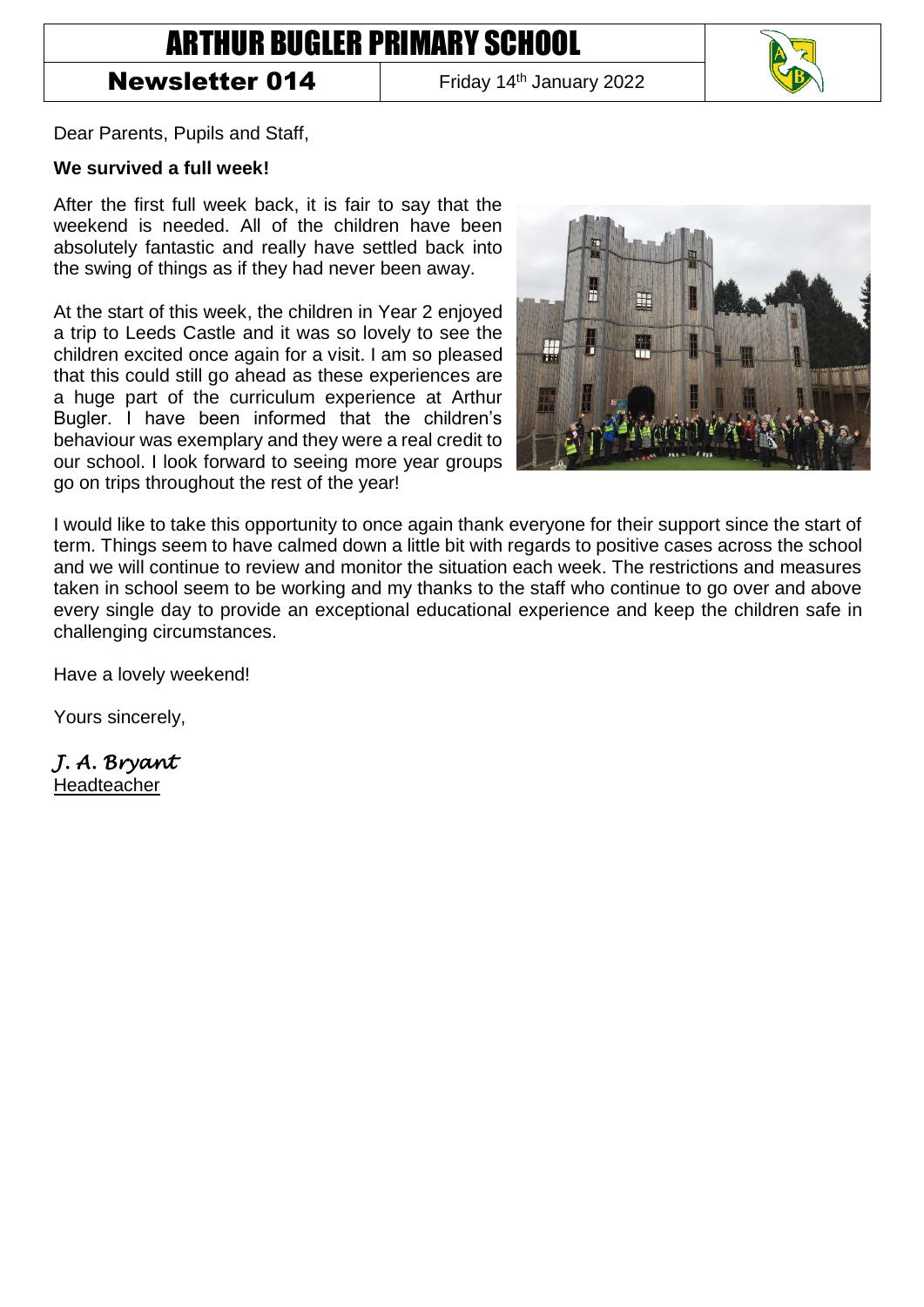# ARTHUR BUGLER PRIMARY SCHOOL

**Newsletter 014** | Friday 14th January 2022

Dear Parents, Pupils and Staff,

**We survived a full week!**

After the first full week back, it is fair to say that the weekend is needed. All of the children have been absolutely fantastic and really have settled back into the swing of things as if they had never been away.

At the start of this week, the children in Year 2 enjoyed a trip to Leeds Castle and it was so lovely to see the children excited once again for a visit. I am so pleased that this could still go ahead as these experiences are a huge part of the curriculum experience at Arthur Bugler. I have been informed that the children's behaviour was exemplary and they were a real credit to our school. I look forward to seeing more year groups go on trips throughout the rest of the year!

I would like to take this opportunity to once again thank everyone for their support since the start of term. Things seem to have calmed down a little bit with regards to positive cases across the school and we will continue to review and monitor the situation each week. The restrictions and measures taken in school seem to be working and my thanks to the staff who continue to go over and above every single day to provide an exceptional educational experience and keep the children safe in challenging circumstances.

Have a lovely weekend!

Yours sincerely,

*J. A. Bryant*
Headteacher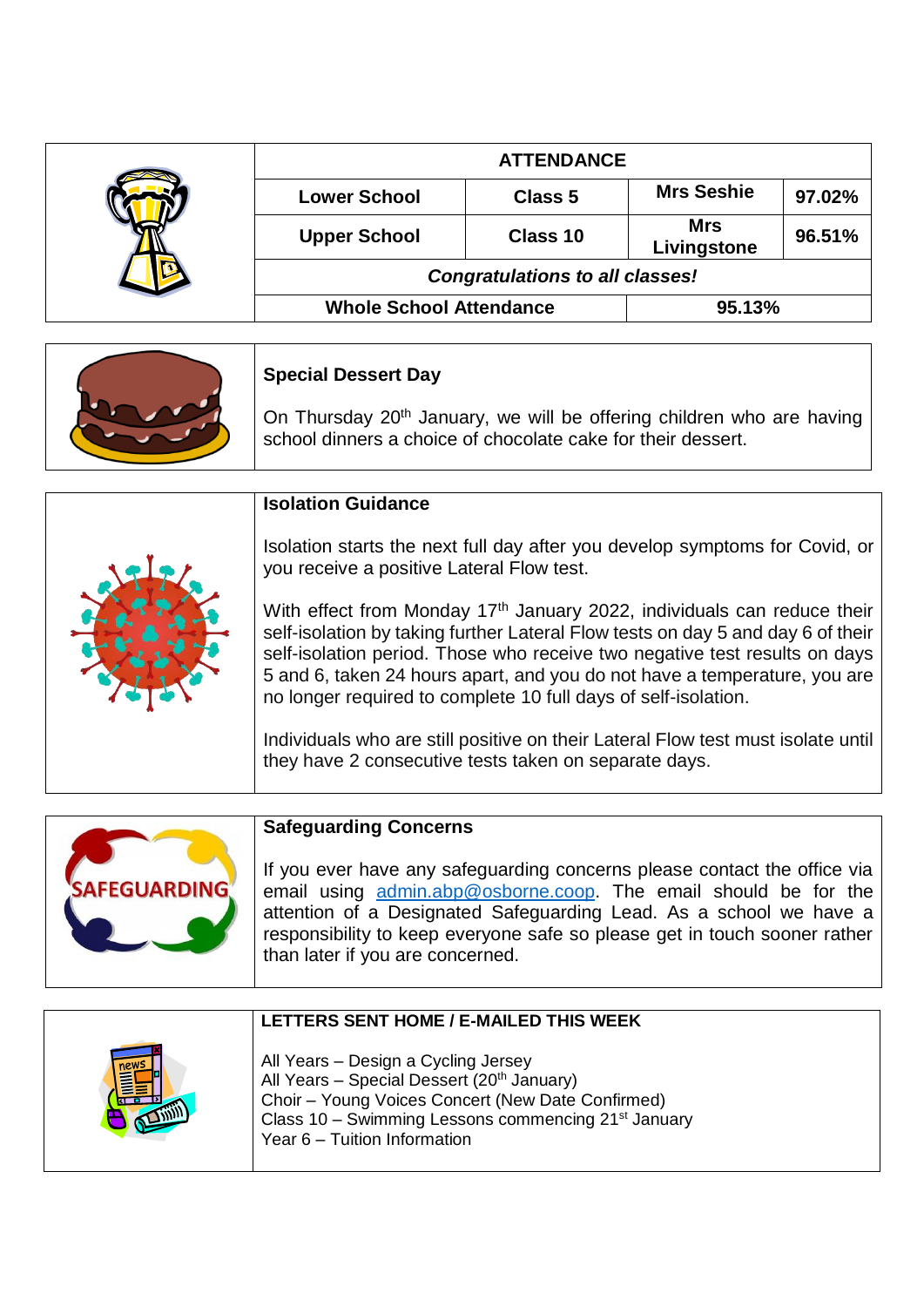| ATTENDANCE | | | |
|---|---|---|---|
| Lower School | Class 5 | Mrs Seshie | 97.02% |
| Upper School | Class 10 | Mrs Livingstone | 96.51% |
| *Congratulations to all classes!* | | | |
| Whole School Attendance | | 95.13% | |

**Special Dessert Day**

On Thursday 20th January, we will be offering children who are having school dinners a choice of chocolate cake for their dessert.

**Isolation Guidance**

Isolation starts the next full day after you develop symptoms for Covid, or you receive a positive Lateral Flow test.

With effect from Monday 17th January 2022, individuals can reduce their self-isolation by taking further Lateral Flow tests on day 5 and day 6 of their self-isolation period. Those who receive two negative test results on days 5 and 6, taken 24 hours apart, and you do not have a temperature, you are no longer required to complete 10 full days of self-isolation.

Individuals who are still positive on their Lateral Flow test must isolate until they have 2 consecutive tests taken on separate days.

**Safeguarding Concerns**

If you ever have any safeguarding concerns please contact the office via email using admin.abp@osborne.coop. The email should be for the attention of a Designated Safeguarding Lead. As a school we have a responsibility to keep everyone safe so please get in touch sooner rather than later if you are concerned.

**LETTERS SENT HOME / E-MAILED THIS WEEK**

All Years – Design a Cycling Jersey
All Years – Special Dessert (20th January)
Choir – Young Voices Concert (New Date Confirmed)
Class 10 – Swimming Lessons commencing 21st January
Year 6 – Tuition Information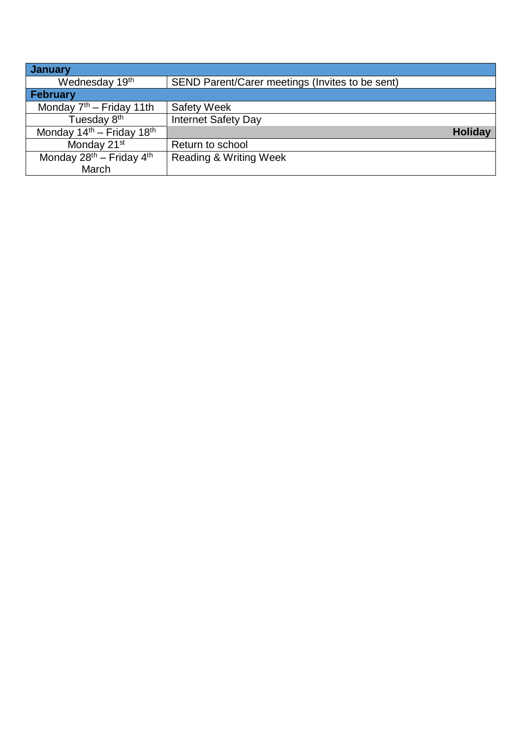| | |
|---|---|
| **January** | |
| Wednesday 19th | SEND Parent/Carer meetings (Invites to be sent) |
| **February** | |
| Monday 7th – Friday 11th | Safety Week |
| Tuesday 8th | Internet Safety Day |
| Monday 14th – Friday 18th | **Holiday** |
| Monday 21st | Return to school |
| Monday 28th – Friday 4th March | Reading & Writing Week |